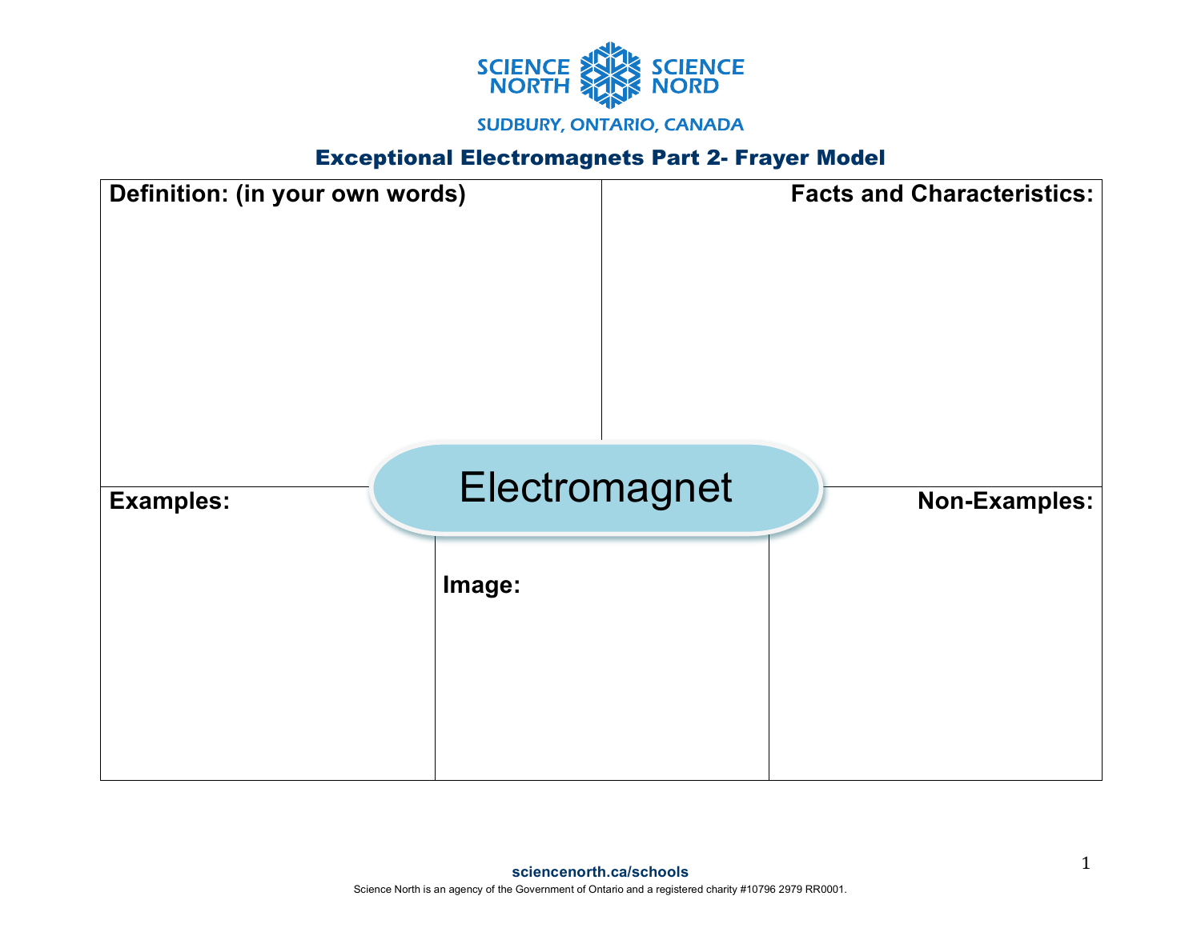SCIENCE NORTH SCIENCE NORD

SUDBURY, ONTARIO, CANADA

# Exceptional Electromagnets Part 2- Frayer Model

**Definition: (in your own words)**

**Facts and Characteristics:**

**Electromagnet**

**Examples:**

**Image:**

**Non-Examples:**

sciencenorth.ca/schools

Science North is an agency of the Government of Ontario and a registered charity #10796 2979 RR0001.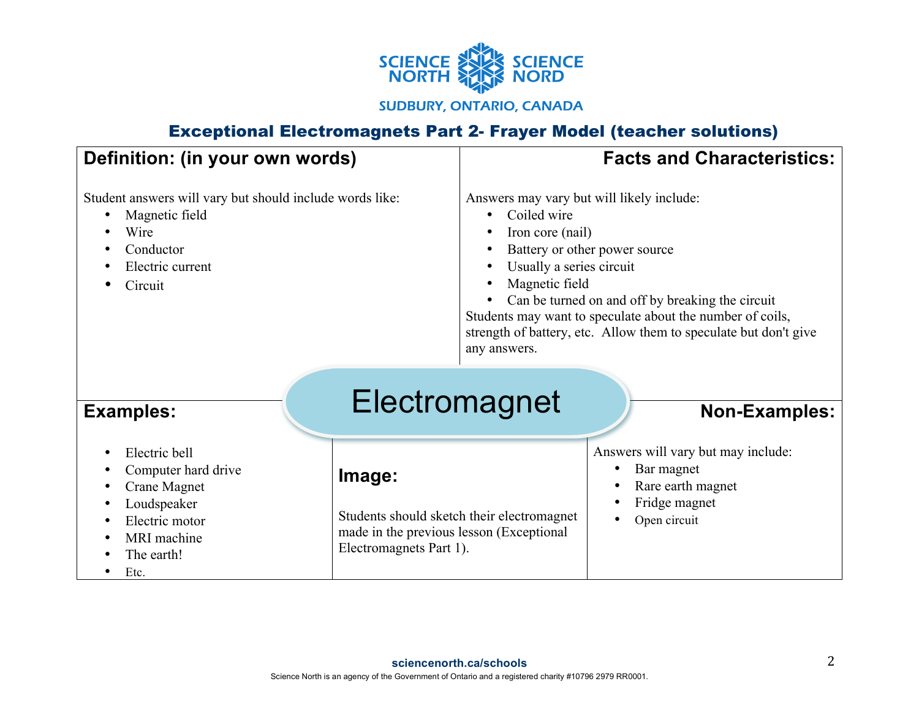SCIENCE NORTH SCIENCE NORD

SUDBURY, ONTARIO, CANADA

# Exceptional Electromagnets Part 2- Frayer Model (teacher solutions)

## Electromagnet

### Definition: (in your own words)

Student answers will vary but should include words like:

- Magnetic field
- Wire
- Conductor
- Electric current
- Circuit

### Facts and Characteristics:

Answers may vary but will likely include:

- Coiled wire
- Iron core (nail)
- Battery or other power source
- Usually a series circuit
- Magnetic field
- Can be turned on and off by breaking the circuit

Students may want to speculate about the number of coils, strength of battery, etc. Allow them to speculate but don't give any answers.

### Examples:

- Electric bell
- Computer hard drive
- Crane Magnet
- Loudspeaker
- Electric motor
- MRI machine
- The earth!
- Etc.

### Image:

Students should sketch their electromagnet made in the previous lesson (Exceptional Electromagnets Part 1).

### Non-Examples:

Answers will vary but may include:

- Bar magnet
- Rare earth magnet
- Fridge magnet
- Open circuit

sciencenorth.ca/schools

Science North is an agency of the Government of Ontario and a registered charity #10796 2979 RR0001.